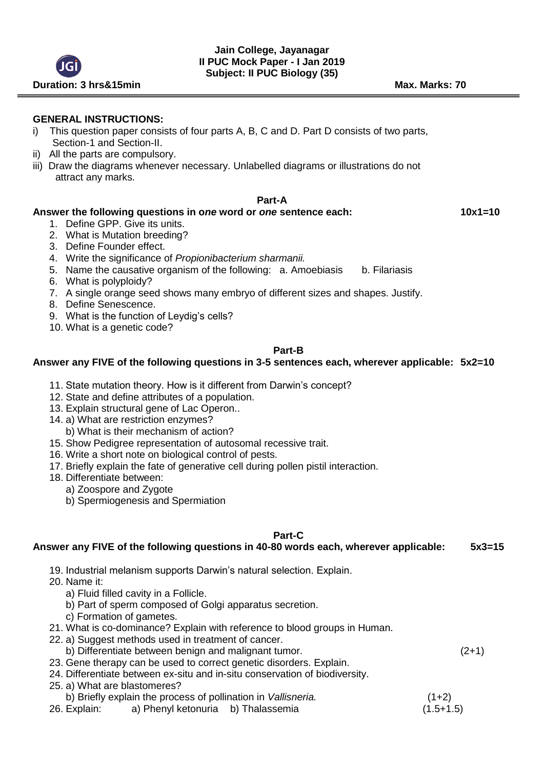# Jain College, Jayanagar
## II PUC Mock Paper - I Jan 2019
## Subject: II PUC Biology (35)

**Duration: 3 hrs&15min** **Max. Marks: 70**

---

**GENERAL INSTRUCTIONS:**

i) This question paper consists of four parts A, B, C and D. Part D consists of two parts, Section-1 and Section-II.
ii) All the parts are compulsory.
iii) Draw the diagrams whenever necessary. Unlabelled diagrams or illustrations do not attract any marks.

## Part-A

**Answer the following questions in *one* word or *one* sentence each: 10x1=10**

1. Define GPP. Give its units.
2. What is Mutation breeding?
3. Define Founder effect.
4. Write the significance of *Propionibacterium sharmanii.*
5. Name the causative organism of the following: a. Amoebiasis b. Filariasis
6. What is polyploidy?
7. A single orange seed shows many embryo of different sizes and shapes. Justify.
8. Define Senescence.
9. What is the function of Leydig's cells?
10. What is a genetic code?

## Part-B

**Answer any FIVE of the following questions in 3-5 sentences each, wherever applicable: 5x2=10**

11. State mutation theory. How is it different from Darwin's concept?
12. State and define attributes of a population.
13. Explain structural gene of Lac Operon..
14. a) What are restriction enzymes?
    b) What is their mechanism of action?
15. Show Pedigree representation of autosomal recessive trait.
16. Write a short note on biological control of pests.
17. Briefly explain the fate of generative cell during pollen pistil interaction.
18. Differentiate between:
    a) Zoospore and Zygote
    b) Spermiogenesis and Spermiation

## Part-C

**Answer any FIVE of the following questions in 40-80 words each, wherever applicable: 5x3=15**

19. Industrial melanism supports Darwin's natural selection. Explain.
20. Name it:
    a) Fluid filled cavity in a Follicle.
    b) Part of sperm composed of Golgi apparatus secretion.
    c) Formation of gametes.
21. What is co-dominance? Explain with reference to blood groups in Human.
22. a) Suggest methods used in treatment of cancer.
    b) Differentiate between benign and malignant tumor. (2+1)
23. Gene therapy can be used to correct genetic disorders. Explain.
24. Differentiate between ex-situ and in-situ conservation of biodiversity.
25. a) What are blastomeres?
    b) Briefly explain the process of pollination in *Vallisneria.* (1+2)
26. Explain: a) Phenyl ketonuria b) Thalassemia (1.5+1.5)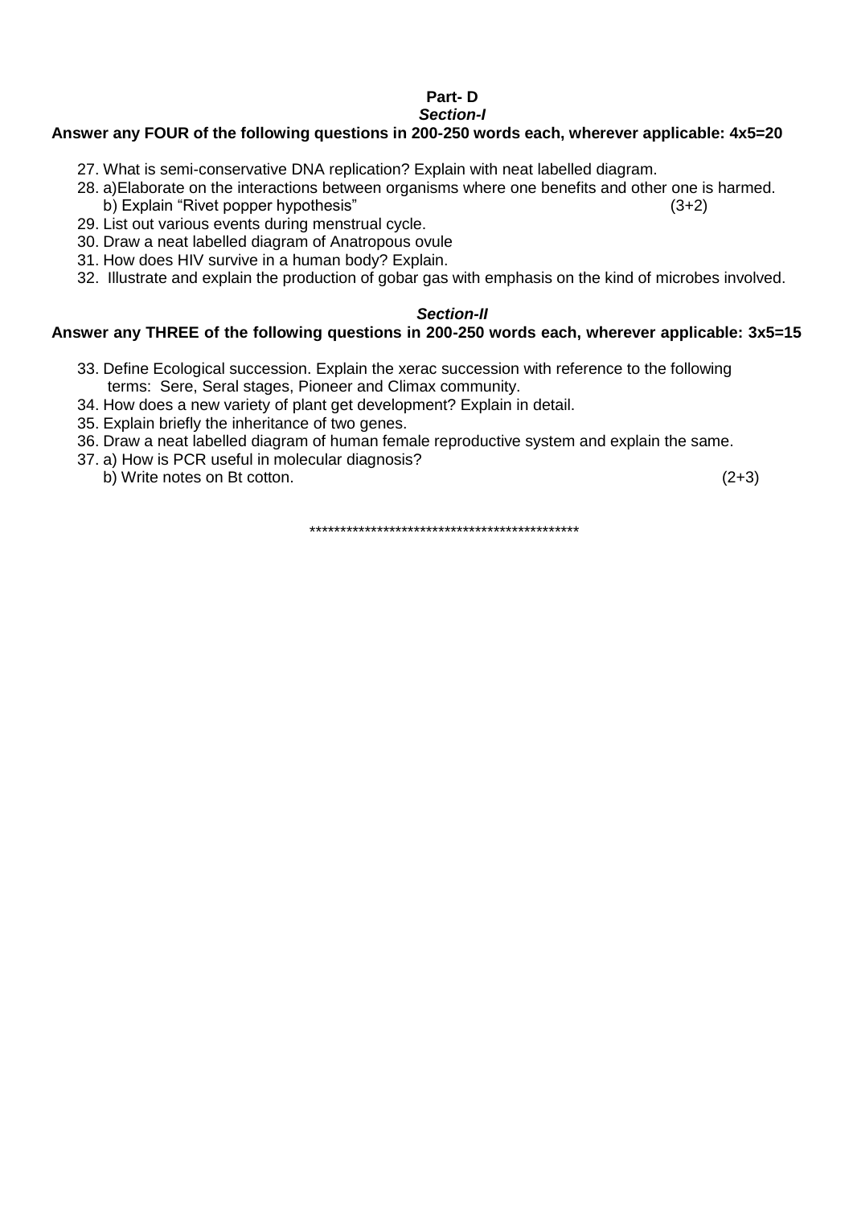**Part- D**

***Section-I***

**Answer any FOUR of the following questions in 200-250 words each, wherever applicable: 4x5=20**

27. What is semi-conservative DNA replication? Explain with neat labelled diagram.
28. a)Elaborate on the interactions between organisms where one benefits and other one is harmed.
    b) Explain "Rivet popper hypothesis" (3+2)
29. List out various events during menstrual cycle.
30. Draw a neat labelled diagram of Anatropous ovule
31. How does HIV survive in a human body? Explain.
32. Illustrate and explain the production of gobar gas with emphasis on the kind of microbes involved.

***Section-II***

**Answer any THREE of the following questions in 200-250 words each, wherever applicable: 3x5=15**

33. Define Ecological succession. Explain the xerac succession with reference to the following terms: Sere, Seral stages, Pioneer and Climax community.
34. How does a new variety of plant get development? Explain in detail.
35. Explain briefly the inheritance of two genes.
36. Draw a neat labelled diagram of human female reproductive system and explain the same.
37. a) How is PCR useful in molecular diagnosis?
    b) Write notes on Bt cotton. (2+3)

*********************************************